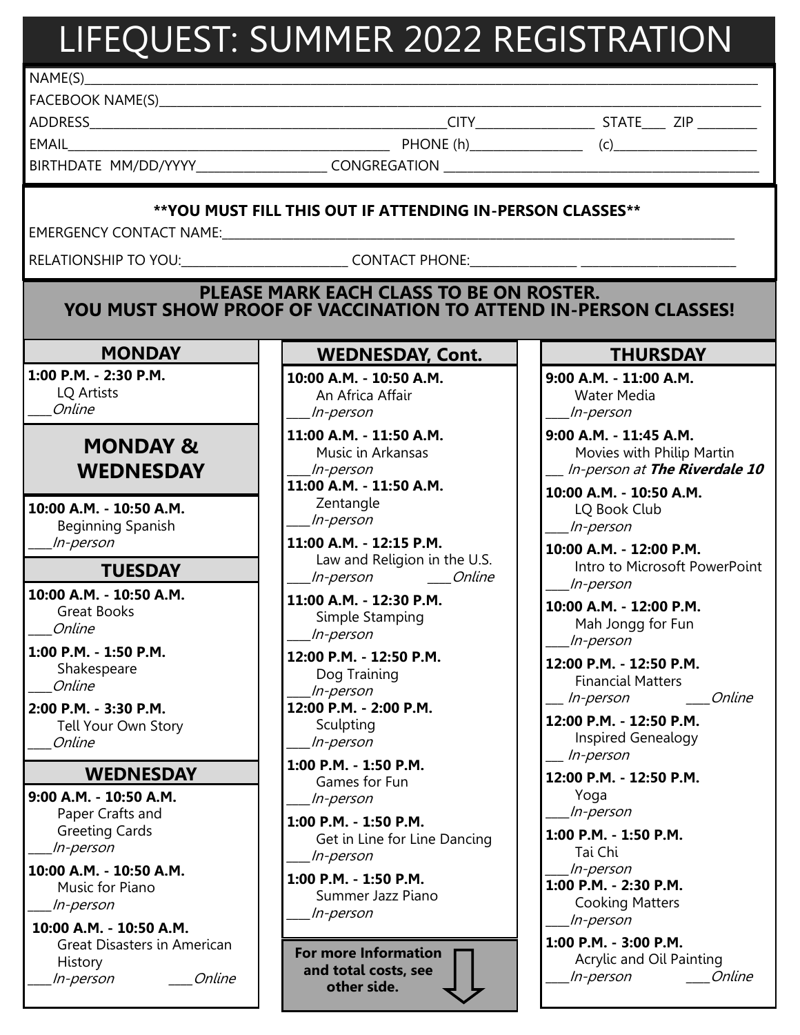# LIFEQUEST: SUMMER 2022 REGISTRATION

NAME(S)______________________________________________

FACEBOOK NAME(S)______________________________________________

ADDRESS______________________________CITY______________ STATE____ ZIP ________

EMAIL______________________________ PHONE (h)______________ (c)______________

BIRTHDATE MM/DD/YYYY______________ CONGREGATION ______________________________

**\*\*YOU MUST FILL THIS OUT IF ATTENDING IN-PERSON CLASSES\*\***

EMERGENCY CONTACT NAME:______________________________________________

RELATIONSHIP TO YOU:______________________ CONTACT PHONE:______________ ______________

**PLEASE MARK EACH CLASS TO BE ON ROSTER.**
**YOU MUST SHOW PROOF OF VACCINATION TO ATTEND IN-PERSON CLASSES!**

## MONDAY

**1:00 P.M. - 2:30 P.M.**
LQ Artists
____*Online*

## MONDAY & WEDNESDAY

**10:00 A.M. - 10:50 A.M.**
Beginning Spanish
____*In-person*

## TUESDAY

**10:00 A.M. - 10:50 A.M.**
Great Books
____*Online*

**1:00 P.M. - 1:50 P.M.**
Shakespeare
____*Online*

**2:00 P.M. - 3:30 P.M.**
Tell Your Own Story
____*Online*

## WEDNESDAY

**9:00 A.M. - 10:50 A.M.**
Paper Crafts and Greeting Cards
____*In-person*

**10:00 A.M. - 10:50 A.M.**
Music for Piano
____*In-person*

**10:00 A.M. - 10:50 A.M.**
Great Disasters in American History
____*In-person* ____*Online*

## WEDNESDAY, Cont.

**10:00 A.M. - 10:50 A.M.**
An Africa Affair
____*In-person*

**11:00 A.M. - 11:50 A.M.**
Music in Arkansas
____*In-person*

**11:00 A.M. - 11:50 A.M.**
Zentangle
____*In-person*

**11:00 A.M. - 12:15 P.M.**
Law and Religion in the U.S.
____*In-person* ____*Online*

**11:00 A.M. - 12:30 P.M.**
Simple Stamping
____*In-person*

**12:00 P.M. - 12:50 P.M.**
Dog Training
____*In-person*

**12:00 P.M. - 2:00 P.M.**
Sculpting
____*In-person*

**1:00 P.M. - 1:50 P.M.**
Games for Fun
____*In-person*

**1:00 P.M. - 1:50 P.M.**
Get in Line for Line Dancing
____*In-person*

**1:00 P.M. - 1:50 P.M.**
Summer Jazz Piano
____*In-person*

**For more Information and total costs, see other side.**

## THURSDAY

**9:00 A.M. - 11:00 A.M.**
Water Media
____*In-person*

**9:00 A.M. - 11:45 A.M.**
Movies with Philip Martin
___ *In-person at* ***The Riverdale 10***

**10:00 A.M. - 10:50 A.M.**
LQ Book Club
____*In-person*

**10:00 A.M. - 12:00 P.M.**
Intro to Microsoft PowerPoint
____*In-person*

**10:00 A.M. - 12:00 P.M.**
Mah Jongg for Fun
____*In-person*

**12:00 P.M. - 12:50 P.M.**
Financial Matters
___ *In-person* ____*Online*

**12:00 P.M. - 12:50 P.M.**
Inspired Genealogy
___ *In-person*

**12:00 P.M. - 12:50 P.M.**
Yoga
____*In-person*

**1:00 P.M. - 1:50 P.M.**
Tai Chi
____*In-person*

**1:00 P.M. - 2:30 P.M.**
Cooking Matters
____*In-person*

**1:00 P.M. - 3:00 P.M.**
Acrylic and Oil Painting
____*In-person* ____*Online*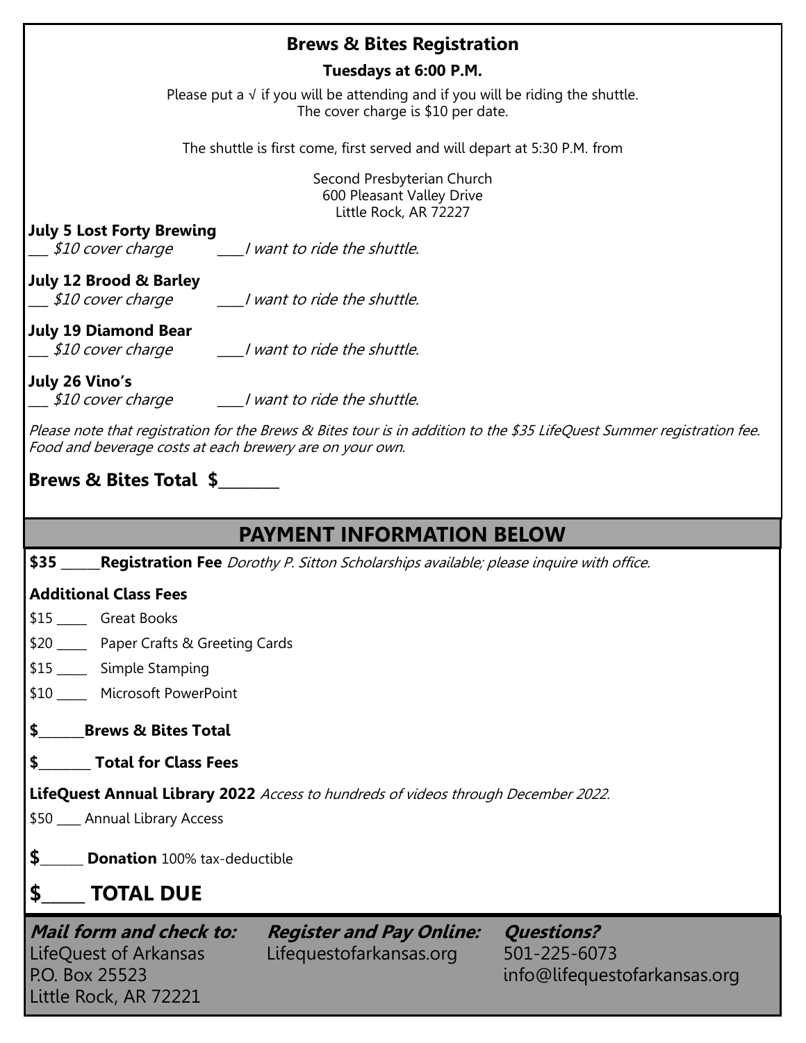## Brews & Bites Registration

**Tuesdays at 6:00 P.M.**

Please put a √ if you will be attending and if you will be riding the shuttle.
The cover charge is $10 per date.

The shuttle is first come, first served and will depart at 5:30 P.M. from

Second Presbyterian Church
600 Pleasant Valley Drive
Little Rock, AR 72227

**July 5 Lost Forty Brewing**
___ *$10 cover charge* ____*I want to ride the shuttle.*

**July 12 Brood & Barley**
___ *$10 cover charge* ____*I want to ride the shuttle.*

**July 19 Diamond Bear**
___ *$10 cover charge* ____*I want to ride the shuttle.*

**July 26 Vino's**
___ *$10 cover charge* ____*I want to ride the shuttle.*

*Please note that registration for the Brews & Bites tour is in addition to the $35 LifeQuest Summer registration fee. Food and beverage costs at each brewery are on your own.*

**Brews & Bites Total $________**

## PAYMENT INFORMATION BELOW

**$35 ______Registration Fee** *Dorothy P. Sitton Scholarships available; please inquire with office.*

**Additional Class Fees**

$15 _____ Great Books

$20 _____ Paper Crafts & Greeting Cards

$15 _____ Simple Stamping

$10 _____ Microsoft PowerPoint

**$_______Brews & Bites Total**

**$________ Total for Class Fees**

**LifeQuest Annual Library 2022** *Access to hundreds of videos through December 2022.*

$50 ____ Annual Library Access

**$_______ Donation** 100% tax-deductible

**$_____ TOTAL DUE**

***Mail form and check to:***
LifeQuest of Arkansas
P.O. Box 25523
Little Rock, AR 72221

***Register and Pay Online:***
Lifequestofarkansas.org

***Questions?***
501-225-6073
info@lifequestofarkansas.org